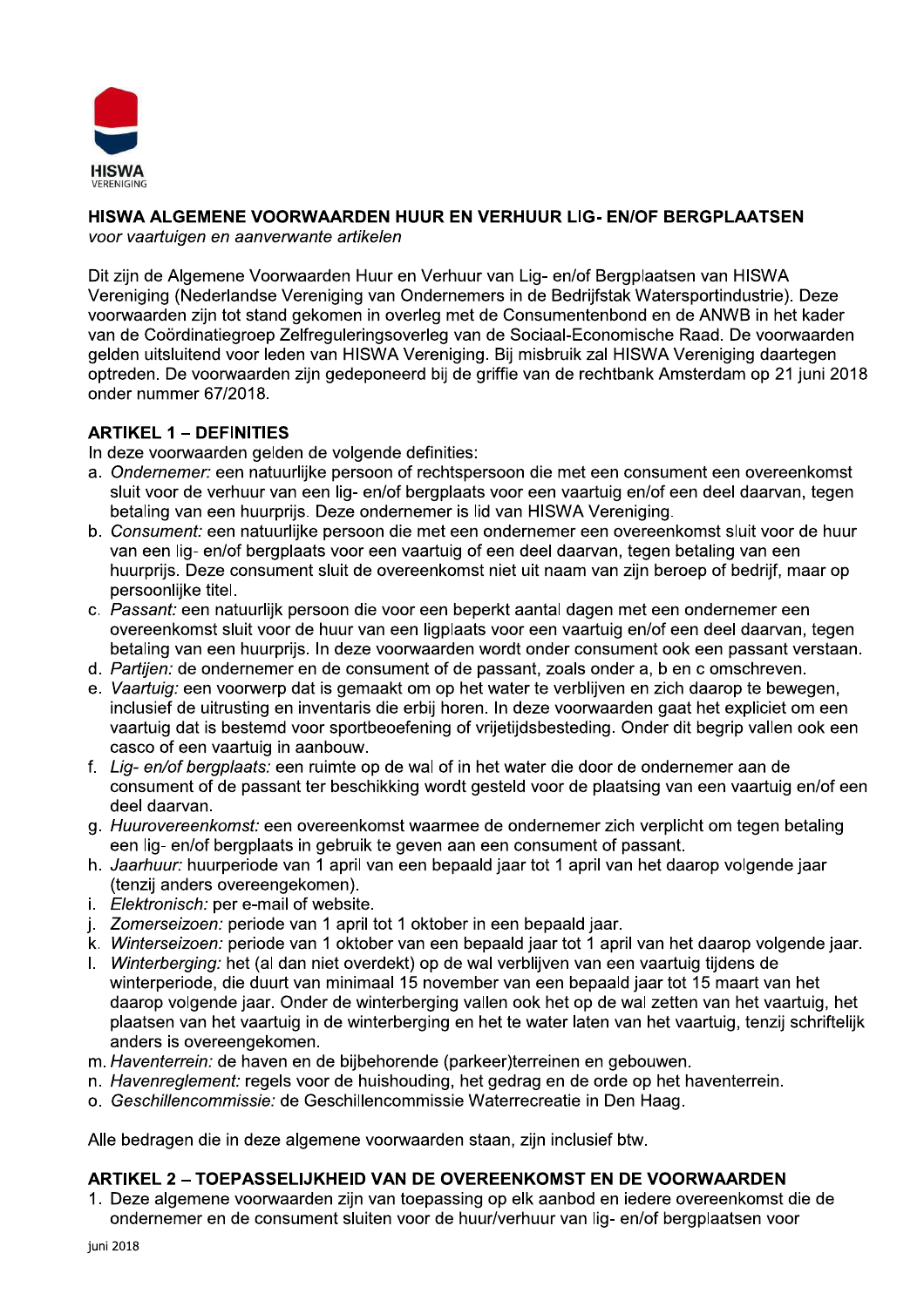HISWA
VERENIGING

# HISWA ALGEMENE VOORWAARDEN HUUR EN VERHUUR LIG- EN/OF BERGPLAATSEN

*voor vaartuigen en aanverwante artikelen*

Dit zijn de Algemene Voorwaarden Huur en Verhuur van Lig- en/of Bergplaatsen van HISWA Vereniging (Nederlandse Vereniging van Ondernemers in de Bedrijfstak Watersportindustrie). Deze voorwaarden zijn tot stand gekomen in overleg met de Consumentenbond en de ANWB in het kader van de Coördinatiegroep Zelfreguleringsoverleg van de Sociaal-Economische Raad. De voorwaarden gelden uitsluitend voor leden van HISWA Vereniging. Bij misbruik zal HISWA Vereniging daartegen optreden. De voorwaarden zijn gedeponeerd bij de griffie van de rechtbank Amsterdam op 21 juni 2018 onder nummer 67/2018.

## ARTIKEL 1 – DEFINITIES

In deze voorwaarden gelden de volgende definities:

a. *Ondernemer:* een natuurlijke persoon of rechtspersoon die met een consument een overeenkomst sluit voor de verhuur van een lig- en/of bergplaats voor een vaartuig en/of een deel daarvan, tegen betaling van een huurprijs. Deze ondernemer is lid van HISWA Vereniging.
b. *Consument:* een natuurlijke persoon die met een ondernemer een overeenkomst sluit voor de huur van een lig- en/of bergplaats voor een vaartuig of een deel daarvan, tegen betaling van een huurprijs. Deze consument sluit de overeenkomst niet uit naam van zijn beroep of bedrijf, maar op persoonlijke titel.
c. *Passant:* een natuurlijk persoon die voor een beperkt aantal dagen met een ondernemer een overeenkomst sluit voor de huur van een ligplaats voor een vaartuig en/of een deel daarvan, tegen betaling van een huurprijs. In deze voorwaarden wordt onder consument ook een passant verstaan.
d. *Partijen:* de ondernemer en de consument of de passant, zoals onder a, b en c omschreven.
e. *Vaartuig:* een voorwerp dat is gemaakt om op het water te verblijven en zich daarop te bewegen, inclusief de uitrusting en inventaris die erbij horen. In deze voorwaarden gaat het expliciet om een vaartuig dat is bestemd voor sportbeoefening of vrijetijdsbesteding. Onder dit begrip vallen ook een casco of een vaartuig in aanbouw.
f. *Lig- en/of bergplaats:* een ruimte op de wal of in het water die door de ondernemer aan de consument of de passant ter beschikking wordt gesteld voor de plaatsing van een vaartuig en/of een deel daarvan.
g. *Huurovereenkomst:* een overeenkomst waarmee de ondernemer zich verplicht om tegen betaling een lig- en/of bergplaats in gebruik te geven aan een consument of passant.
h. *Jaarhuur:* huurperiode van 1 april van een bepaald jaar tot 1 april van het daarop volgende jaar (tenzij anders overeengekomen).
i. *Elektronisch:* per e-mail of website.
j. *Zomerseizoen:* periode van 1 april tot 1 oktober in een bepaald jaar.
k. *Winterseizoen:* periode van 1 oktober van een bepaald jaar tot 1 april van het daarop volgende jaar.
l. *Winterberging:* het (al dan niet overdekt) op de wal verblijven van een vaartuig tijdens de winterperiode, die duurt van minimaal 15 november van een bepaald jaar tot 15 maart van het daarop volgende jaar. Onder de winterberging vallen ook het op de wal zetten van het vaartuig, het plaatsen van het vaartuig in de winterberging en het te water laten van het vaartuig, tenzij schriftelijk anders is overeengekomen.
m. *Haventerrein:* de haven en de bijbehorende (parkeer)terreinen en gebouwen.
n. *Havenreglement:* regels voor de huishouding, het gedrag en de orde op het haventerrein.
o. *Geschillencommissie:* de Geschillencommissie Waterrecreatie in Den Haag.

Alle bedragen die in deze algemene voorwaarden staan, zijn inclusief btw.

## ARTIKEL 2 – TOEPASSELIJKHEID VAN DE OVEREENKOMST EN DE VOORWAARDEN

1. Deze algemene voorwaarden zijn van toepassing op elk aanbod en iedere overeenkomst die de ondernemer en de consument sluiten voor de huur/verhuur van lig- en/of bergplaatsen voor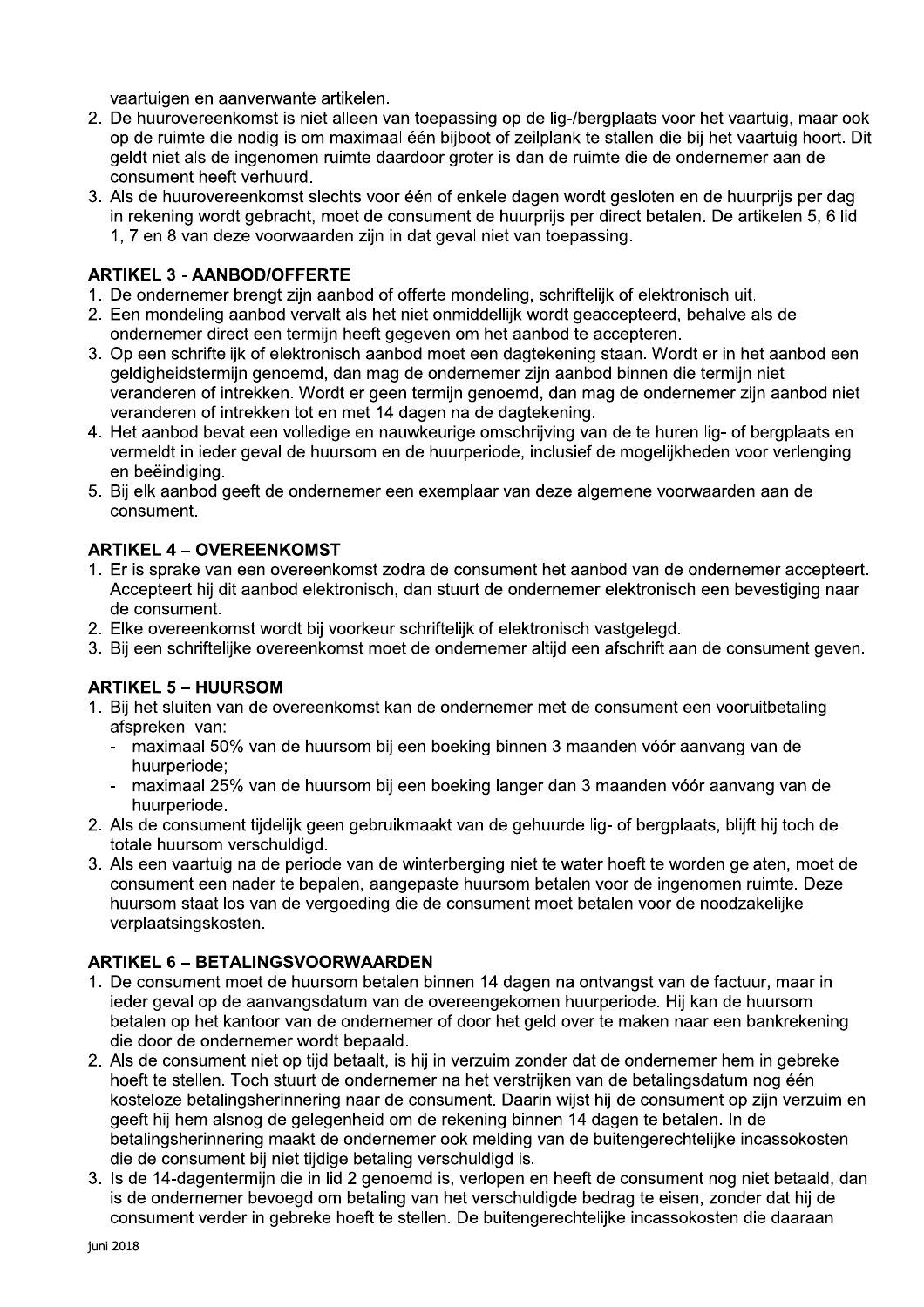vaartuigen en aanverwante artikelen.

2. De huurovereenkomst is niet alleen van toepassing op de lig-/bergplaats voor het vaartuig, maar ook op de ruimte die nodig is om maximaal één bijboot of zeilplank te stallen die bij het vaartuig hoort. Dit geldt niet als de ingenomen ruimte daardoor groter is dan de ruimte die de ondernemer aan de consument heeft verhuurd.
3. Als de huurovereenkomst slechts voor één of enkele dagen wordt gesloten en de huurprijs per dag in rekening wordt gebracht, moet de consument de huurprijs per direct betalen. De artikelen 5, 6 lid 1, 7 en 8 van deze voorwaarden zijn in dat geval niet van toepassing.

## ARTIKEL 3 - AANBOD/OFFERTE

1. De ondernemer brengt zijn aanbod of offerte mondeling, schriftelijk of elektronisch uit.
2. Een mondeling aanbod vervalt als het niet onmiddellijk wordt geaccepteerd, behalve als de ondernemer direct een termijn heeft gegeven om het aanbod te accepteren.
3. Op een schriftelijk of elektronisch aanbod moet een dagtekening staan. Wordt er in het aanbod een geldigheidstermijn genoemd, dan mag de ondernemer zijn aanbod binnen die termijn niet veranderen of intrekken. Wordt er geen termijn genoemd, dan mag de ondernemer zijn aanbod niet veranderen of intrekken tot en met 14 dagen na de dagtekening.
4. Het aanbod bevat een volledige en nauwkeurige omschrijving van de te huren lig- of bergplaats en vermeldt in ieder geval de huursom en de huurperiode, inclusief de mogelijkheden voor verlenging en beëindiging.
5. Bij elk aanbod geeft de ondernemer een exemplaar van deze algemene voorwaarden aan de consument.

## ARTIKEL 4 – OVEREENKOMST

1. Er is sprake van een overeenkomst zodra de consument het aanbod van de ondernemer accepteert. Accepteert hij dit aanbod elektronisch, dan stuurt de ondernemer elektronisch een bevestiging naar de consument.
2. Elke overeenkomst wordt bij voorkeur schriftelijk of elektronisch vastgelegd.
3. Bij een schriftelijke overeenkomst moet de ondernemer altijd een afschrift aan de consument geven.

## ARTIKEL 5 – HUURSOM

1. Bij het sluiten van de overeenkomst kan de ondernemer met de consument een vooruitbetaling afspreken van:
   - maximaal 50% van de huursom bij een boeking binnen 3 maanden vóór aanvang van de huurperiode;
   - maximaal 25% van de huursom bij een boeking langer dan 3 maanden vóór aanvang van de huurperiode.
2. Als de consument tijdelijk geen gebruikmaakt van de gehuurde lig- of bergplaats, blijft hij toch de totale huursom verschuldigd.
3. Als een vaartuig na de periode van de winterberging niet te water hoeft te worden gelaten, moet de consument een nader te bepalen, aangepaste huursom betalen voor de ingenomen ruimte. Deze huursom staat los van de vergoeding die de consument moet betalen voor de noodzakelijke verplaatsingskosten.

## ARTIKEL 6 – BETALINGSVOORWAARDEN

1. De consument moet de huursom betalen binnen 14 dagen na ontvangst van de factuur, maar in ieder geval op de aanvangsdatum van de overeengekomen huurperiode. Hij kan de huursom betalen op het kantoor van de ondernemer of door het geld over te maken naar een bankrekening die door de ondernemer wordt bepaald.
2. Als de consument niet op tijd betaalt, is hij in verzuim zonder dat de ondernemer hem in gebreke hoeft te stellen. Toch stuurt de ondernemer na het verstrijken van de betalingsdatum nog één kosteloze betalingsherinnering naar de consument. Daarin wijst hij de consument op zijn verzuim en geeft hij hem alsnog de gelegenheid om de rekening binnen 14 dagen te betalen. In de betalingsherinnering maakt de ondernemer ook melding van de buitengerechtelijke incassokosten die de consument bij niet tijdige betaling verschuldigd is.
3. Is de 14-dagentermijn die in lid 2 genoemd is, verlopen en heeft de consument nog niet betaald, dan is de ondernemer bevoegd om betaling van het verschuldigde bedrag te eisen, zonder dat hij de consument verder in gebreke hoeft te stellen. De buitengerechtelijke incassokosten die daaraan

juni 2018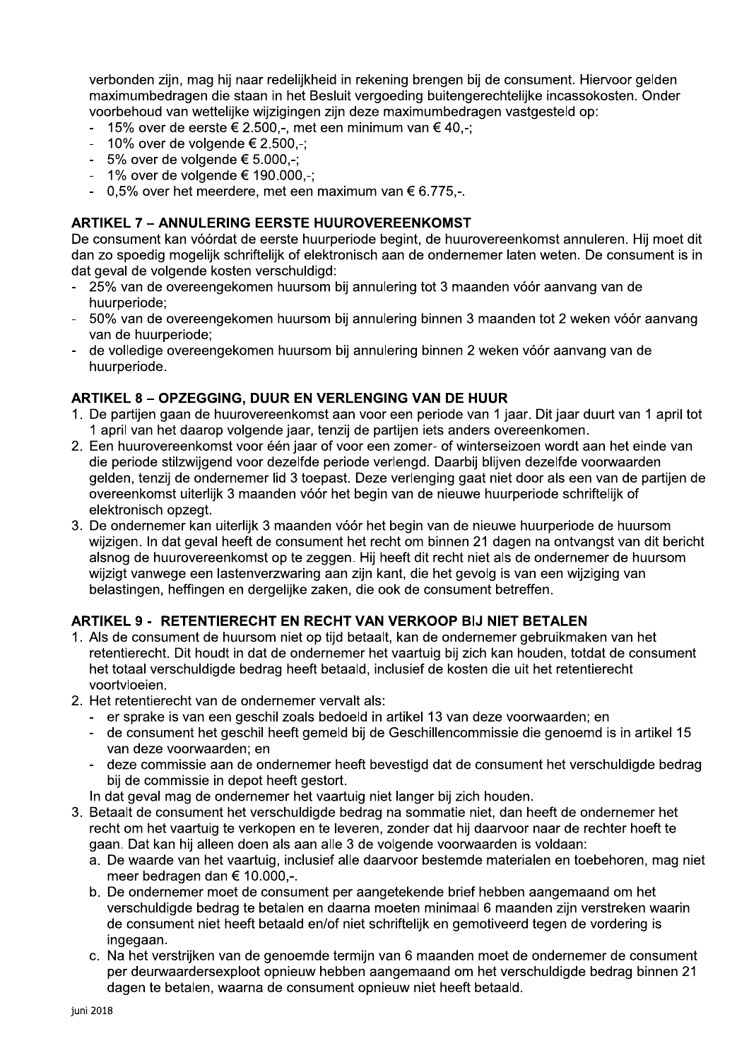verbonden zijn, mag hij naar redelijkheid in rekening brengen bij de consument. Hiervoor gelden maximumbedragen die staan in het Besluit vergoeding buitengerechtelijke incassokosten. Onder voorbehoud van wettelijke wijzigingen zijn deze maximumbedragen vastgesteld op:

- 15% over de eerste € 2.500,-, met een minimum van € 40,-;
- 10% over de volgende € 2.500,-;
- 5% over de volgende € 5.000,-;
- 1% over de volgende € 190.000,-;
- 0,5% over het meerdere, met een maximum van € 6.775,-.

### ARTIKEL 7 – ANNULERING EERSTE HUUROVEREENKOMST

De consument kan vóórdat de eerste huurperiode begint, de huurovereenkomst annuleren. Hij moet dit dan zo spoedig mogelijk schriftelijk of elektronisch aan de ondernemer laten weten. De consument is in dat geval de volgende kosten verschuldigd:

- 25% van de overeengekomen huursom bij annulering tot 3 maanden vóór aanvang van de huurperiode;
- 50% van de overeengekomen huursom bij annulering binnen 3 maanden tot 2 weken vóór aanvang van de huurperiode;
- de volledige overeengekomen huursom bij annulering binnen 2 weken vóór aanvang van de huurperiode.

### ARTIKEL 8 – OPZEGGING, DUUR EN VERLENGING VAN DE HUUR

1. De partijen gaan de huurovereenkomst aan voor een periode van 1 jaar. Dit jaar duurt van 1 april tot 1 april van het daarop volgende jaar, tenzij de partijen iets anders overeenkomen.
2. Een huurovereenkomst voor één jaar of voor een zomer- of winterseizoen wordt aan het einde van die periode stilzwijgend voor dezelfde periode verlengd. Daarbij blijven dezelfde voorwaarden gelden, tenzij de ondernemer lid 3 toepast. Deze verlenging gaat niet door als een van de partijen de overeenkomst uiterlijk 3 maanden vóór het begin van de nieuwe huurperiode schriftelijk of elektronisch opzegt.
3. De ondernemer kan uiterlijk 3 maanden vóór het begin van de nieuwe huurperiode de huursom wijzigen. In dat geval heeft de consument het recht om binnen 21 dagen na ontvangst van dit bericht alsnog de huurovereenkomst op te zeggen. Hij heeft dit recht niet als de ondernemer de huursom wijzigt vanwege een lastenverzwaring aan zijn kant, die het gevolg is van een wijziging van belastingen, heffingen en dergelijke zaken, die ook de consument betreffen.

### ARTIKEL 9 - RETENTIERECHT EN RECHT VAN VERKOOP BIJ NIET BETALEN

1. Als de consument de huursom niet op tijd betaalt, kan de ondernemer gebruikmaken van het retentierecht. Dit houdt in dat de ondernemer het vaartuig bij zich kan houden, totdat de consument het totaal verschuldigde bedrag heeft betaald, inclusief de kosten die uit het retentierecht voortvloeien.
2. Het retentierecht van de ondernemer vervalt als:
   - er sprake is van een geschil zoals bedoeld in artikel 13 van deze voorwaarden; en
   - de consument het geschil heeft gemeld bij de Geschillencommissie die genoemd is in artikel 15 van deze voorwaarden; en
   - deze commissie aan de ondernemer heeft bevestigd dat de consument het verschuldigde bedrag bij de commissie in depot heeft gestort.

   In dat geval mag de ondernemer het vaartuig niet langer bij zich houden.
3. Betaalt de consument het verschuldigde bedrag na sommatie niet, dan heeft de ondernemer het recht om het vaartuig te verkopen en te leveren, zonder dat hij daarvoor naar de rechter hoeft te gaan. Dat kan hij alleen doen als aan alle 3 de volgende voorwaarden is voldaan:
   a. De waarde van het vaartuig, inclusief alle daarvoor bestemde materialen en toebehoren, mag niet meer bedragen dan € 10.000,-.
   b. De ondernemer moet de consument per aangetekende brief hebben aangemaand om het verschuldigde bedrag te betalen en daarna moeten minimaal 6 maanden zijn verstreken waarin de consument niet heeft betaald en/of niet schriftelijk en gemotiveerd tegen de vordering is ingegaan.
   c. Na het verstrijken van de genoemde termijn van 6 maanden moet de ondernemer de consument per deurwaardersexploot opnieuw hebben aangemaand om het verschuldigde bedrag binnen 21 dagen te betalen, waarna de consument opnieuw niet heeft betaald.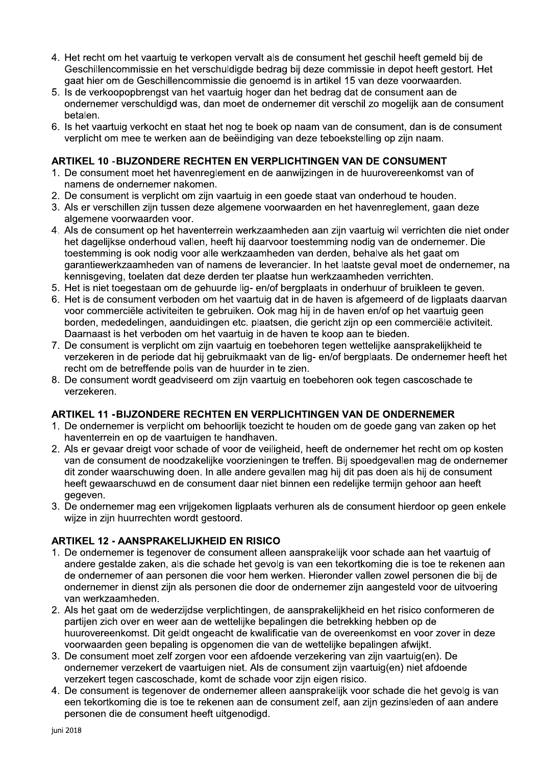4. Het recht om het vaartuig te verkopen vervalt als de consument het geschil heeft gemeld bij de Geschillencommissie en het verschuldigde bedrag bij deze commissie in depot heeft gestort. Het gaat hier om de Geschillencommissie die genoemd is in artikel 15 van deze voorwaarden.
5. Is de verkoopopbrengst van het vaartuig hoger dan het bedrag dat de consument aan de ondernemer verschuldigd was, dan moet de ondernemer dit verschil zo mogelijk aan de consument betalen.
6. Is het vaartuig verkocht en staat het nog te boek op naam van de consument, dan is de consument verplicht om mee te werken aan de beëindiging van deze teboekstelling op zijn naam.

### ARTIKEL 10 - BIJZONDERE RECHTEN EN VERPLICHTINGEN VAN DE CONSUMENT

1. De consument moet het havenreglement en de aanwijzingen in de huurovereenkomst van of namens de ondernemer nakomen.
2. De consument is verplicht om zijn vaartuig in een goede staat van onderhoud te houden.
3. Als er verschillen zijn tussen deze algemene voorwaarden en het havenreglement, gaan deze algemene voorwaarden voor.
4. Als de consument op het haventerrein werkzaamheden aan zijn vaartuig wil verrichten die niet onder het dagelijkse onderhoud vallen, heeft hij daarvoor toestemming nodig van de ondernemer. Die toestemming is ook nodig voor alle werkzaamheden van derden, behalve als het gaat om garantiewerkzaamheden van of namens de leverancier. In het laatste geval moet de ondernemer, na kennisgeving, toelaten dat deze derden ter plaatse hun werkzaamheden verrichten.
5. Het is niet toegestaan om de gehuurde lig- en/of bergplaats in onderhuur of bruikleen te geven.
6. Het is de consument verboden om het vaartuig dat in de haven is afgemeerd of de ligplaats daarvan voor commerciële activiteiten te gebruiken. Ook mag hij in de haven en/of op het vaartuig geen borden, mededelingen, aanduidingen etc. plaatsen, die gericht zijn op een commerciële activiteit. Daarnaast is het verboden om het vaartuig in de haven te koop aan te bieden.
7. De consument is verplicht om zijn vaartuig en toebehoren tegen wettelijke aansprakelijkheid te verzekeren in de periode dat hij gebruikmaakt van de lig- en/of bergplaats. De ondernemer heeft het recht om de betreffende polis van de huurder in te zien.
8. De consument wordt geadviseerd om zijn vaartuig en toebehoren ook tegen cascoschade te verzekeren.

### ARTIKEL 11 - BIJZONDERE RECHTEN EN VERPLICHTINGEN VAN DE ONDERNEMER

1. De ondernemer is verplicht om behoorlijk toezicht te houden om de goede gang van zaken op het haventerrein en op de vaartuigen te handhaven.
2. Als er gevaar dreigt voor schade of voor de veiligheid, heeft de ondernemer het recht om op kosten van de consument de noodzakelijke voorzieningen te treffen. Bij spoedgevallen mag de ondernemer dit zonder waarschuwing doen. In alle andere gevallen mag hij dit pas doen als hij de consument heeft gewaarschuwd en de consument daar niet binnen een redelijke termijn gehoor aan heeft gegeven.
3. De ondernemer mag een vrijgekomen ligplaats verhuren als de consument hierdoor op geen enkele wijze in zijn huurrechten wordt gestoord.

### ARTIKEL 12 - AANSPRAKELIJKHEID EN RISICO

1. De ondernemer is tegenover de consument alleen aansprakelijk voor schade aan het vaartuig of andere gestalde zaken, als die schade het gevolg is van een tekortkoming die is toe te rekenen aan de ondernemer of aan personen die voor hem werken. Hieronder vallen zowel personen die bij de ondernemer in dienst zijn als personen die door de ondernemer zijn aangesteld voor de uitvoering van werkzaamheden.
2. Als het gaat om de wederzijdse verplichtingen, de aansprakelijkheid en het risico conformeren de partijen zich over en weer aan de wettelijke bepalingen die betrekking hebben op de huurovereenkomst. Dit geldt ongeacht de kwalificatie van de overeenkomst en voor zover in deze voorwaarden geen bepaling is opgenomen die van de wettelijke bepalingen afwijkt.
3. De consument moet zelf zorgen voor een afdoende verzekering van zijn vaartuig(en). De ondernemer verzekert de vaartuigen niet. Als de consument zijn vaartuig(en) niet afdoende verzekert tegen cascoschade, komt de schade voor zijn eigen risico.
4. De consument is tegenover de ondernemer alleen aansprakelijk voor schade die het gevolg is van een tekortkoming die is toe te rekenen aan de consument zelf, aan zijn gezinsleden of aan andere personen die de consument heeft uitgenodigd.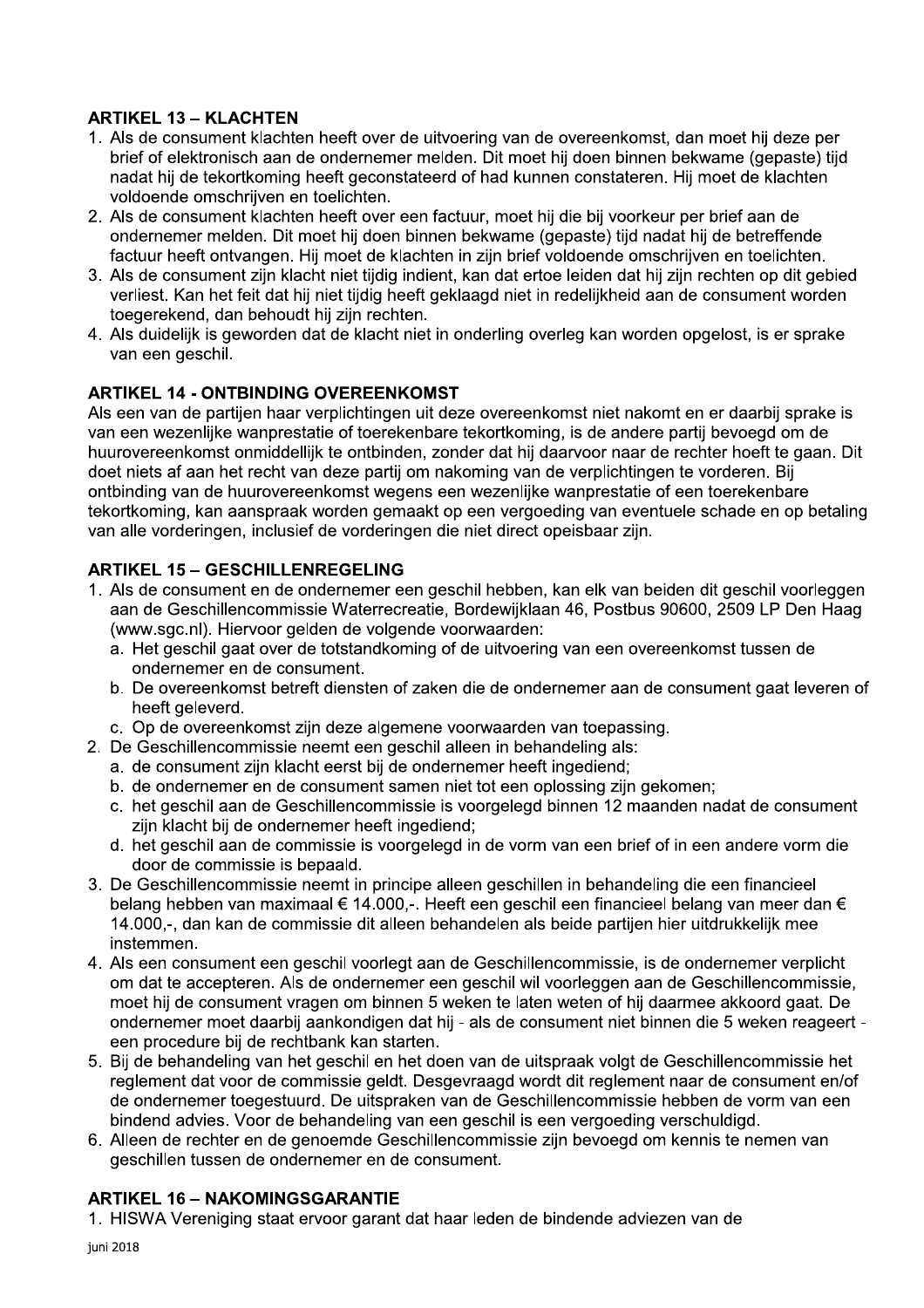**ARTIKEL 13 – KLACHTEN**

1. Als de consument klachten heeft over de uitvoering van de overeenkomst, dan moet hij deze per brief of elektronisch aan de ondernemer melden. Dit moet hij doen binnen bekwame (gepaste) tijd nadat hij de tekortkoming heeft geconstateerd of had kunnen constateren. Hij moet de klachten voldoende omschrijven en toelichten.
2. Als de consument klachten heeft over een factuur, moet hij die bij voorkeur per brief aan de ondernemer melden. Dit moet hij doen binnen bekwame (gepaste) tijd nadat hij de betreffende factuur heeft ontvangen. Hij moet de klachten in zijn brief voldoende omschrijven en toelichten.
3. Als de consument zijn klacht niet tijdig indient, kan dat ertoe leiden dat hij zijn rechten op dit gebied verliest. Kan het feit dat hij niet tijdig heeft geklaagd niet in redelijkheid aan de consument worden toegerekend, dan behoudt hij zijn rechten.
4. Als duidelijk is geworden dat de klacht niet in onderling overleg kan worden opgelost, is er sprake van een geschil.

**ARTIKEL 14 - ONTBINDING OVEREENKOMST**

Als een van de partijen haar verplichtingen uit deze overeenkomst niet nakomt en er daarbij sprake is van een wezenlijke wanprestatie of toerekenbare tekortkoming, is de andere partij bevoegd om de huurovereenkomst onmiddellijk te ontbinden, zonder dat hij daarvoor naar de rechter hoeft te gaan. Dit doet niets af aan het recht van deze partij om nakoming van de verplichtingen te vorderen. Bij ontbinding van de huurovereenkomst wegens een wezenlijke wanprestatie of een toerekenbare tekortkoming, kan aanspraak worden gemaakt op een vergoeding van eventuele schade en op betaling van alle vorderingen, inclusief de vorderingen die niet direct opeisbaar zijn.

**ARTIKEL 15 – GESCHILLENREGELING**

1. Als de consument en de ondernemer een geschil hebben, kan elk van beiden dit geschil voorleggen aan de Geschillencommissie Waterrecreatie, Bordewijklaan 46, Postbus 90600, 2509 LP Den Haag (www.sgc.nl). Hiervoor gelden de volgende voorwaarden:
   a. Het geschil gaat over de totstandkoming of de uitvoering van een overeenkomst tussen de ondernemer en de consument.
   b. De overeenkomst betreft diensten of zaken die de ondernemer aan de consument gaat leveren of heeft geleverd.
   c. Op de overeenkomst zijn deze algemene voorwaarden van toepassing.
2. De Geschillencommissie neemt een geschil alleen in behandeling als:
   a. de consument zijn klacht eerst bij de ondernemer heeft ingediend;
   b. de ondernemer en de consument samen niet tot een oplossing zijn gekomen;
   c. het geschil aan de Geschillencommissie is voorgelegd binnen 12 maanden nadat de consument zijn klacht bij de ondernemer heeft ingediend;
   d. het geschil aan de commissie is voorgelegd in de vorm van een brief of in een andere vorm die door de commissie is bepaald.
3. De Geschillencommissie neemt in principe alleen geschillen in behandeling die een financieel belang hebben van maximaal € 14.000,-. Heeft een geschil een financieel belang van meer dan € 14.000,-, dan kan de commissie dit alleen behandelen als beide partijen hier uitdrukkelijk mee instemmen.
4. Als een consument een geschil voorlegt aan de Geschillencommissie, is de ondernemer verplicht om dat te accepteren. Als de ondernemer een geschil wil voorleggen aan de Geschillencommissie, moet hij de consument vragen om binnen 5 weken te laten weten of hij daarmee akkoord gaat. De ondernemer moet daarbij aankondigen dat hij - als de consument niet binnen die 5 weken reageert - een procedure bij de rechtbank kan starten.
5. Bij de behandeling van het geschil en het doen van de uitspraak volgt de Geschillencommissie het reglement dat voor de commissie geldt. Desgevraagd wordt dit reglement naar de consument en/of de ondernemer toegestuurd. De uitspraken van de Geschillencommissie hebben de vorm van een bindend advies. Voor de behandeling van een geschil is een vergoeding verschuldigd.
6. Alleen de rechter en de genoemde Geschillencommissie zijn bevoegd om kennis te nemen van geschillen tussen de ondernemer en de consument.

**ARTIKEL 16 – NAKOMINGSGARANTIE**

1. HISWA Vereniging staat ervoor garant dat haar leden de bindende adviezen van de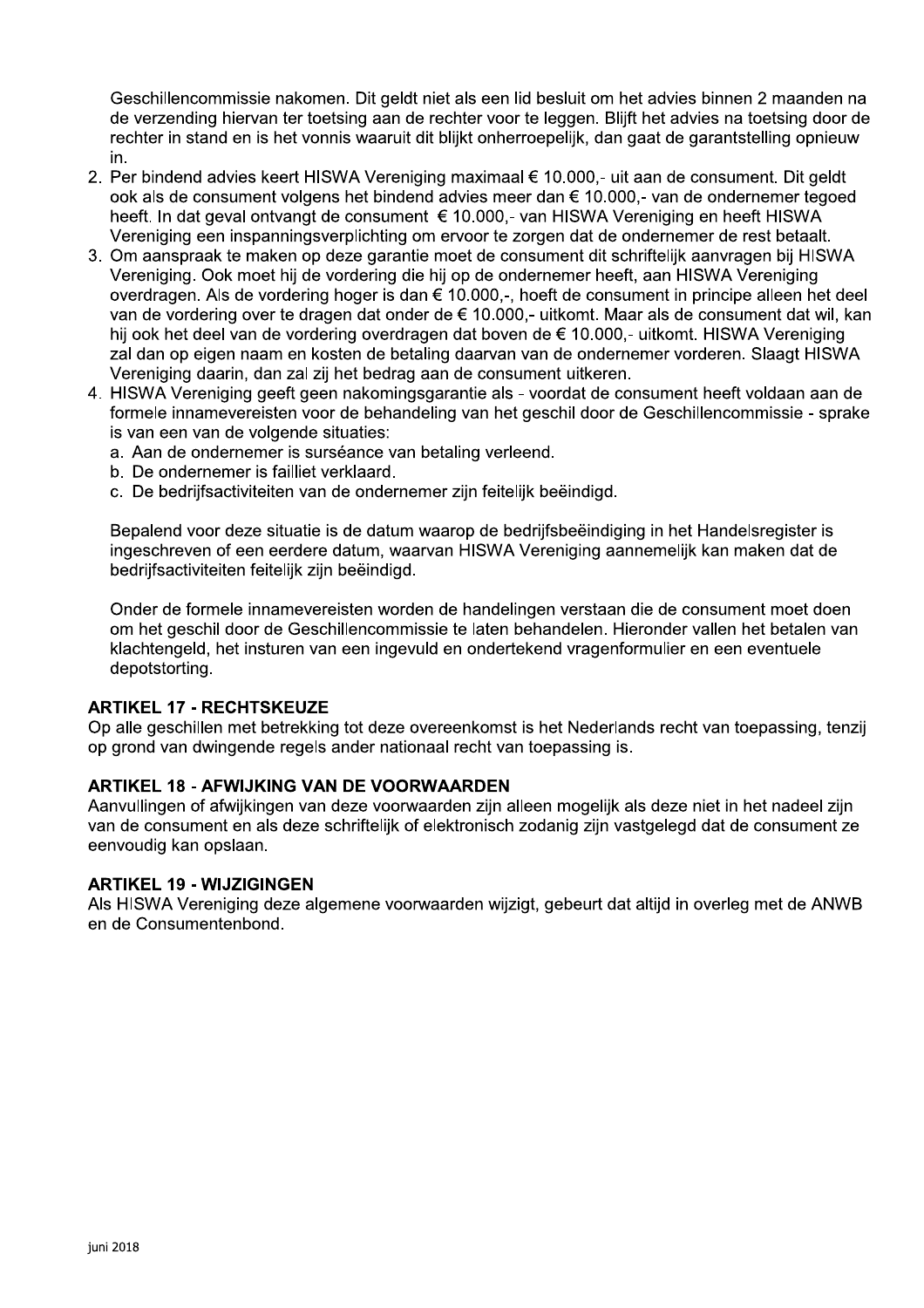Geschillencommissie nakomen. Dit geldt niet als een lid besluit om het advies binnen 2 maanden na de verzending hiervan ter toetsing aan de rechter voor te leggen. Blijft het advies na toetsing door de rechter in stand en is het vonnis waaruit dit blijkt onherroepelijk, dan gaat de garantstelling opnieuw in.

2. Per bindend advies keert HISWA Vereniging maximaal € 10.000,- uit aan de consument. Dit geldt ook als de consument volgens het bindend advies meer dan € 10.000,- van de ondernemer tegoed heeft. In dat geval ontvangt de consument € 10.000,- van HISWA Vereniging en heeft HISWA Vereniging een inspanningsverplichting om ervoor te zorgen dat de ondernemer de rest betaalt.
3. Om aanspraak te maken op deze garantie moet de consument dit schriftelijk aanvragen bij HISWA Vereniging. Ook moet hij de vordering die hij op de ondernemer heeft, aan HISWA Vereniging overdragen. Als de vordering hoger is dan € 10.000,-, hoeft de consument in principe alleen het deel van de vordering over te dragen dat onder de € 10.000,- uitkomt. Maar als de consument dat wil, kan hij ook het deel van de vordering overdragen dat boven de € 10.000,- uitkomt. HISWA Vereniging zal dan op eigen naam en kosten de betaling daarvan van de ondernemer vorderen. Slaagt HISWA Vereniging daarin, dan zal zij het bedrag aan de consument uitkeren.
4. HISWA Vereniging geeft geen nakomingsgarantie als - voordat de consument heeft voldaan aan de formele innamevereisten voor de behandeling van het geschil door de Geschillencommissie - sprake is van een van de volgende situaties:
   a. Aan de ondernemer is surséance van betaling verleend.
   b. De ondernemer is failliet verklaard.
   c. De bedrijfsactiviteiten van de ondernemer zijn feitelijk beëindigd.

   Bepalend voor deze situatie is de datum waarop de bedrijfsbeëindiging in het Handelsregister is ingeschreven of een eerdere datum, waarvan HISWA Vereniging aannemelijk kan maken dat de bedrijfsactiviteiten feitelijk zijn beëindigd.

   Onder de formele innamevereisten worden de handelingen verstaan die de consument moet doen om het geschil door de Geschillencommissie te laten behandelen. Hieronder vallen het betalen van klachtengeld, het insturen van een ingevuld en ondertekend vragenformulier en een eventuele depotstorting.

## ARTIKEL 17 - RECHTSKEUZE

Op alle geschillen met betrekking tot deze overeenkomst is het Nederlands recht van toepassing, tenzij op grond van dwingende regels ander nationaal recht van toepassing is.

## ARTIKEL 18 - AFWIJKING VAN DE VOORWAARDEN

Aanvullingen of afwijkingen van deze voorwaarden zijn alleen mogelijk als deze niet in het nadeel zijn van de consument en als deze schriftelijk of elektronisch zodanig zijn vastgelegd dat de consument ze eenvoudig kan opslaan.

## ARTIKEL 19 - WIJZIGINGEN

Als HISWA Vereniging deze algemene voorwaarden wijzigt, gebeurt dat altijd in overleg met de ANWB en de Consumentenbond.

juni 2018